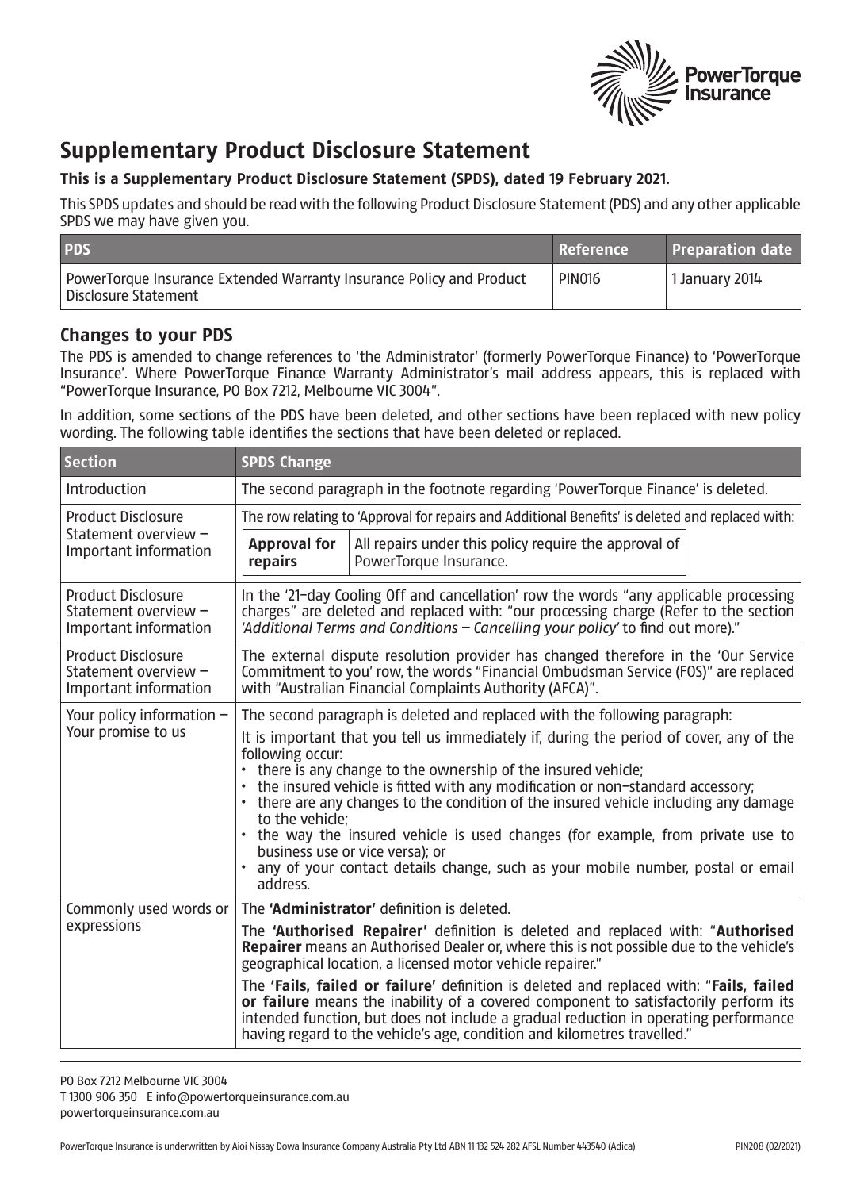# Supplementary Product Disclosure Statement

**This is a Supplementary Product Disclosure Statement (SPDS), dated 19 February 2021.**

This SPDS updates and should be read with the following Product Disclosure Statement (PDS) and any other applicable SPDS we may have given you.

| PDS | Reference | Preparation date |
|---|---|---|
| PowerTorque Insurance Extended Warranty Insurance Policy and Product Disclosure Statement | PIN016 | 1 January 2014 |

## Changes to your PDS

The PDS is amended to change references to 'the Administrator' (formerly PowerTorque Finance) to 'PowerTorque Insurance'. Where PowerTorque Finance Warranty Administrator's mail address appears, this is replaced with "PowerTorque Insurance, PO Box 7212, Melbourne VIC 3004".

In addition, some sections of the PDS have been deleted, and other sections have been replaced with new policy wording. The following table identifies the sections that have been deleted or replaced.

| Section | SPDS Change |
|---|---|
| Introduction | The second paragraph in the footnote regarding 'PowerTorque Finance' is deleted. |
| Product Disclosure Statement overview – Important information | The row relating to 'Approval for repairs and Additional Benefits' is deleted and replaced with:<br><br>**Approval for repairs** – All repairs under this policy require the approval of PowerTorque Insurance. |
| Product Disclosure Statement overview – Important information | In the '21-day Cooling Off and cancellation' row the words "any applicable processing charges" are deleted and replaced with: "our processing charge (Refer to the section *'Additional Terms and Conditions – Cancelling your policy'* to find out more)." |
| Product Disclosure Statement overview – Important information | The external dispute resolution provider has changed therefore in the 'Our Service Commitment to you' row, the words "Financial Ombudsman Service (FOS)" are replaced with "Australian Financial Complaints Authority (AFCA)". |
| Your policy information – Your promise to us | The second paragraph is deleted and replaced with the following paragraph:<br><br>It is important that you tell us immediately if, during the period of cover, any of the following occur:<br>• there is any change to the ownership of the insured vehicle;<br>• the insured vehicle is fitted with any modification or non-standard accessory;<br>• there are any changes to the condition of the insured vehicle including any damage to the vehicle;<br>• the way the insured vehicle is used changes (for example, from private use to business use or vice versa); or<br>• any of your contact details change, such as your mobile number, postal or email address. |
| Commonly used words or expressions | The **'Administrator'** definition is deleted.<br><br>The **'Authorised Repairer'** definition is deleted and replaced with: "**Authorised Repairer** means an Authorised Dealer or, where this is not possible due to the vehicle's geographical location, a licensed motor vehicle repairer."<br><br>The **'Fails, failed or failure'** definition is deleted and replaced with: "**Fails, failed or failure** means the inability of a covered component to satisfactorily perform its intended function, but does not include a gradual reduction in operating performance having regard to the vehicle's age, condition and kilometres travelled." |

PO Box 7212 Melbourne VIC 3004
T 1300 906 350 E info@powertorqueinsurance.com.au
powertorqueinsurance.com.au

PowerTorque Insurance is underwritten by Aioi Nissay Dowa Insurance Company Australia Pty Ltd ABN 11 132 524 282 AFSL Number 443540 (Adica) PIN208 (02/2021)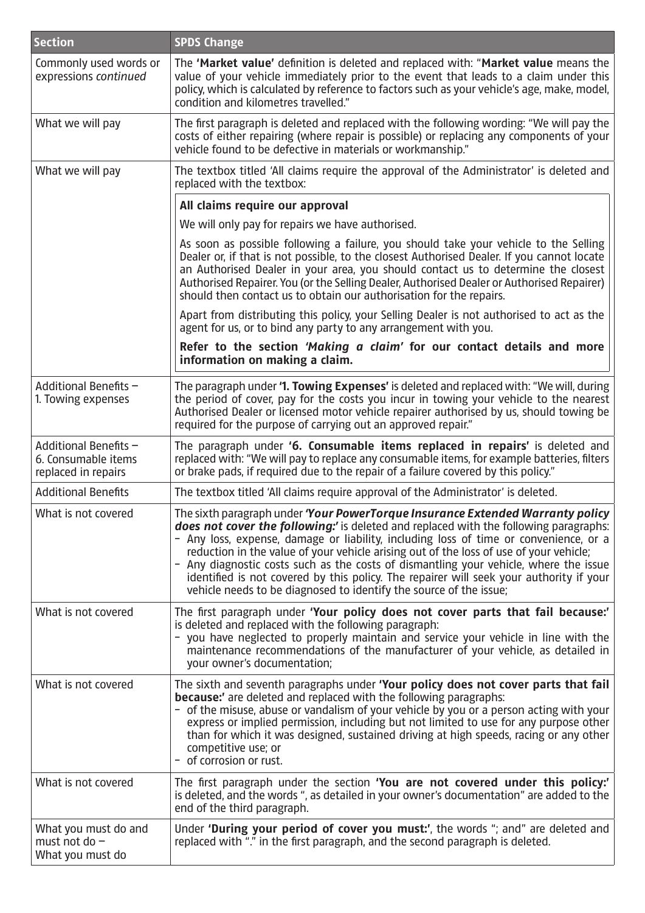| Section | SPDS Change |
| --- | --- |
| Commonly used words or expressions *continued* | The **'Market value'** definition is deleted and replaced with: "**Market value** means the value of your vehicle immediately prior to the event that leads to a claim under this policy, which is calculated by reference to factors such as your vehicle's age, make, model, condition and kilometres travelled." |
| What we will pay | The first paragraph is deleted and replaced with the following wording: "We will pay the costs of either repairing (where repair is possible) or replacing any components of your vehicle found to be defective in materials or workmanship." |
| What we will pay | The textbox titled 'All claims require the approval of the Administrator' is deleted and replaced with the textbox: <br><br> **All claims require our approval** <br><br> We will only pay for repairs we have authorised. <br><br> As soon as possible following a failure, you should take your vehicle to the Selling Dealer or, if that is not possible, to the closest Authorised Dealer. If you cannot locate an Authorised Dealer in your area, you should contact us to determine the closest Authorised Repairer. You (or the Selling Dealer, Authorised Dealer or Authorised Repairer) should then contact us to obtain our authorisation for the repairs. <br><br> Apart from distributing this policy, your Selling Dealer is not authorised to act as the agent for us, or to bind any party to any arrangement with you. <br><br> **Refer to the section *'Making a claim'* for our contact details and more information on making a claim.** |
| Additional Benefits – 1. Towing expenses | The paragraph under **'1. Towing Expenses'** is deleted and replaced with: "We will, during the period of cover, pay for the costs you incur in towing your vehicle to the nearest Authorised Dealer or licensed motor vehicle repairer authorised by us, should towing be required for the purpose of carrying out an approved repair." |
| Additional Benefits – 6. Consumable items replaced in repairs | The paragraph under **'6. Consumable items replaced in repairs'** is deleted and replaced with: "We will pay to replace any consumable items, for example batteries, filters or brake pads, if required due to the repair of a failure covered by this policy." |
| Additional Benefits | The textbox titled 'All claims require approval of the Administrator' is deleted. |
| What is not covered | The sixth paragraph under ***'Your PowerTorque Insurance Extended Warranty policy does not cover the following:'*** is deleted and replaced with the following paragraphs: <br> – Any loss, expense, damage or liability, including loss of time or convenience, or a reduction in the value of your vehicle arising out of the loss of use of your vehicle; <br> – Any diagnostic costs such as the costs of dismantling your vehicle, where the issue identified is not covered by this policy. The repairer will seek your authority if your vehicle needs to be diagnosed to identify the source of the issue; |
| What is not covered | The first paragraph under **'Your policy does not cover parts that fail because:'** is deleted and replaced with the following paragraph: <br> – you have neglected to properly maintain and service your vehicle in line with the maintenance recommendations of the manufacturer of your vehicle, as detailed in your owner's documentation; |
| What is not covered | The sixth and seventh paragraphs under **'Your policy does not cover parts that fail because:'** are deleted and replaced with the following paragraphs: <br> – of the misuse, abuse or vandalism of your vehicle by you or a person acting with your express or implied permission, including but not limited to use for any purpose other than for which it was designed, sustained driving at high speeds, racing or any other competitive use; or <br> – of corrosion or rust. |
| What is not covered | The first paragraph under the section **'You are not covered under this policy:'** is deleted, and the words ", as detailed in your owner's documentation" are added to the end of the third paragraph. |
| What you must do and must not do – What you must do | Under **'During your period of cover you must:'**, the words "; and" are deleted and replaced with "." in the first paragraph, and the second paragraph is deleted. |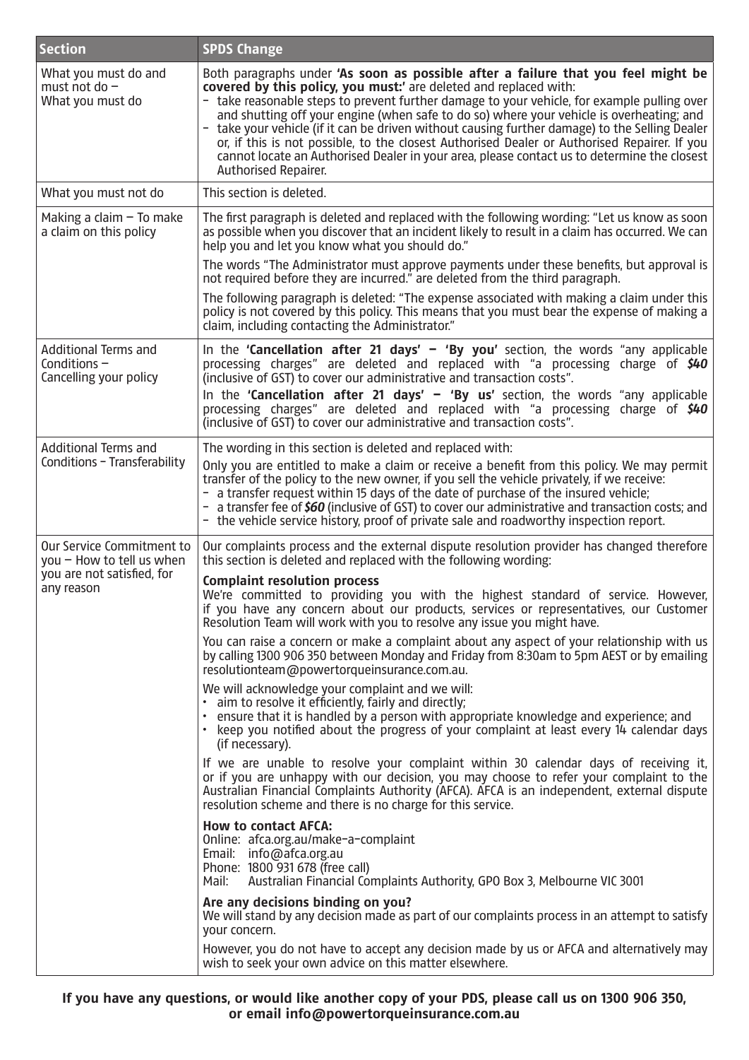| Section | SPDS Change |
|---|---|
| What you must do and must not do – What you must do | Both paragraphs under **'As soon as possible after a failure that you feel might be covered by this policy, you must:'** are deleted and replaced with:<br>– take reasonable steps to prevent further damage to your vehicle, for example pulling over and shutting off your engine (when safe to do so) where your vehicle is overheating; and<br>– take your vehicle (if it can be driven without causing further damage) to the Selling Dealer or, if this is not possible, to the closest Authorised Dealer or Authorised Repairer. If you cannot locate an Authorised Dealer in your area, please contact us to determine the closest Authorised Repairer. |
| What you must not do | This section is deleted. |
| Making a claim – To make a claim on this policy | The first paragraph is deleted and replaced with the following wording: "Let us know as soon as possible when you discover that an incident likely to result in a claim has occurred. We can help you and let you know what you should do."<br><br>The words "The Administrator must approve payments under these benefits, but approval is not required before they are incurred." are deleted from the third paragraph.<br><br>The following paragraph is deleted: "The expense associated with making a claim under this policy is not covered by this policy. This means that you must bear the expense of making a claim, including contacting the Administrator." |
| Additional Terms and Conditions – Cancelling your policy | In the **'Cancellation after 21 days' – 'By you'** section, the words "any applicable processing charges" are deleted and replaced with "a processing charge of ***$40*** (inclusive of GST) to cover our administrative and transaction costs".<br>In the **'Cancellation after 21 days' – 'By us'** section, the words "any applicable processing charges" are deleted and replaced with "a processing charge of ***$40*** (inclusive of GST) to cover our administrative and transaction costs". |
| Additional Terms and Conditions – Transferability | The wording in this section is deleted and replaced with:<br><br>Only you are entitled to make a claim or receive a benefit from this policy. We may permit transfer of the policy to the new owner, if you sell the vehicle privately, if we receive:<br>– a transfer request within 15 days of the date of purchase of the insured vehicle;<br>– a transfer fee of ***$60*** (inclusive of GST) to cover our administrative and transaction costs; and<br>– the vehicle service history, proof of private sale and roadworthy inspection report. |
| Our Service Commitment to you – How to tell us when you are not satisfied, for any reason | Our complaints process and the external dispute resolution provider has changed therefore this section is deleted and replaced with the following wording:<br><br>**Complaint resolution process**<br>We're committed to providing you with the highest standard of service. However, if you have any concern about our products, services or representatives, our Customer Resolution Team will work with you to resolve any issue you might have.<br><br>You can raise a concern or make a complaint about any aspect of your relationship with us by calling 1300 906 350 between Monday and Friday from 8:30am to 5pm AEST or by emailing resolutionteam@powertorqueinsurance.com.au.<br><br>We will acknowledge your complaint and we will:<br>• aim to resolve it efficiently, fairly and directly;<br>• ensure that it is handled by a person with appropriate knowledge and experience; and<br>• keep you notified about the progress of your complaint at least every 14 calendar days (if necessary).<br><br>If we are unable to resolve your complaint within 30 calendar days of receiving it, or if you are unhappy with our decision, you may choose to refer your complaint to the Australian Financial Complaints Authority (AFCA). AFCA is an independent, external dispute resolution scheme and there is no charge for this service.<br><br>**How to contact AFCA:**<br>Online: afca.org.au/make-a-complaint<br>Email: info@afca.org.au<br>Phone: 1800 931 678 (free call)<br>Mail: Australian Financial Complaints Authority, GPO Box 3, Melbourne VIC 3001<br><br>**Are any decisions binding on you?**<br>We will stand by any decision made as part of our complaints process in an attempt to satisfy your concern.<br><br>However, you do not have to accept any decision made by us or AFCA and alternatively may wish to seek your own advice on this matter elsewhere. |

**If you have any questions, or would like another copy of your PDS, please call us on 1300 906 350, or email info@powertorqueinsurance.com.au**